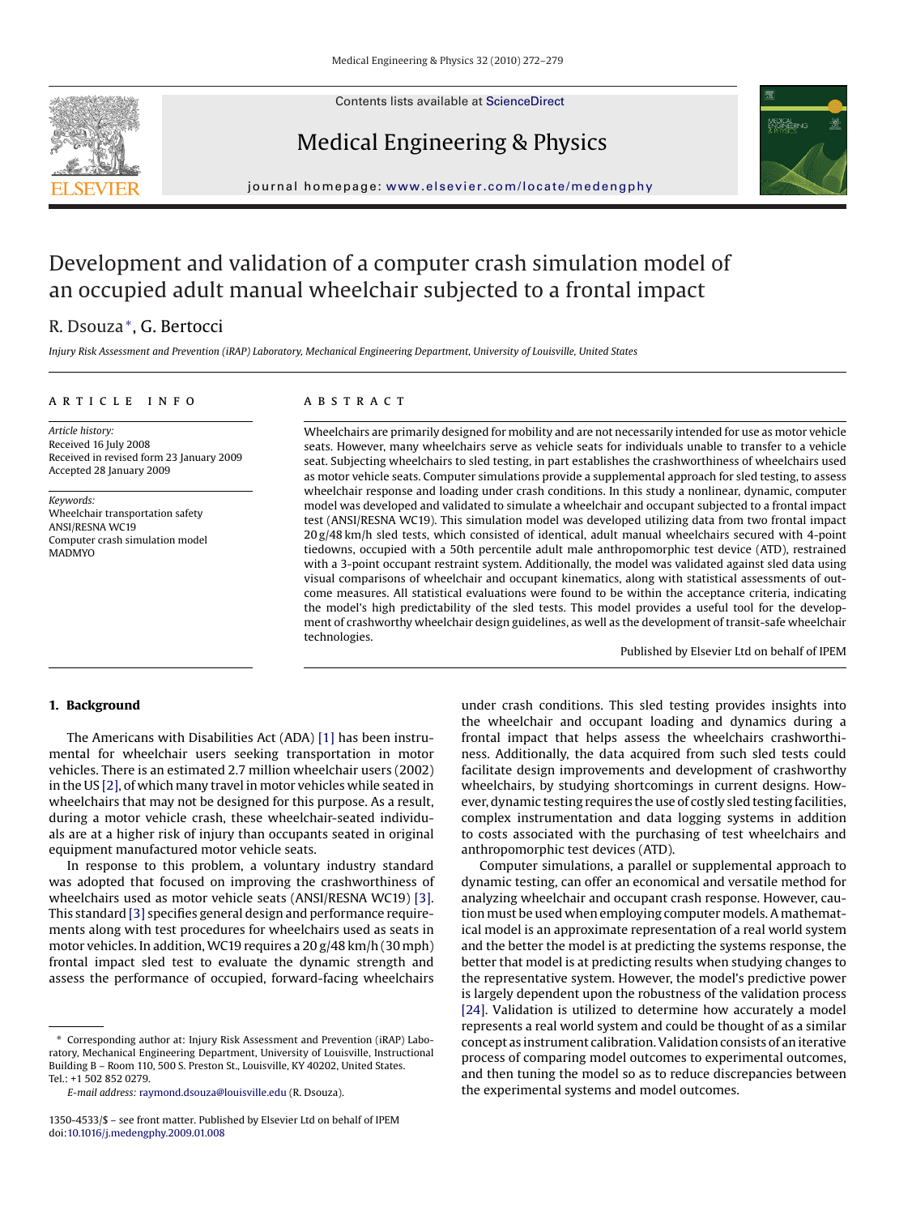Contents lists available at ScienceDirect

# Medical Engineering & Physics

journal homepage: www.elsevier.com/locate/medengphy

# Development and validation of a computer crash simulation model of an occupied adult manual wheelchair subjected to a frontal impact

R. Dsouza*, G. Bertocci

*Injury Risk Assessment and Prevention (iRAP) Laboratory, Mechanical Engineering Department, University of Louisville, United States*

## ARTICLE INFO

*Article history:*
Received 16 July 2008
Received in revised form 23 January 2009
Accepted 28 January 2009

*Keywords:*
Wheelchair transportation safety
ANSI/RESNA WC19
Computer crash simulation model
MADMYO

## ABSTRACT

Wheelchairs are primarily designed for mobility and are not necessarily intended for use as motor vehicle seats. However, many wheelchairs serve as vehicle seats for individuals unable to transfer to a vehicle seat. Subjecting wheelchairs to sled testing, in part establishes the crashworthiness of wheelchairs used as motor vehicle seats. Computer simulations provide a supplemental approach for sled testing, to assess wheelchair response and loading under crash conditions. In this study a nonlinear, dynamic, computer model was developed and validated to simulate a wheelchair and occupant subjected to a frontal impact test (ANSI/RESNA WC19). This simulation model was developed utilizing data from two frontal impact 20 g/48 km/h sled tests, which consisted of identical, adult manual wheelchairs secured with 4-point tiedowns, occupied with a 50th percentile adult male anthropomorphic test device (ATD), restrained with a 3-point occupant restraint system. Additionally, the model was validated against sled data using visual comparisons of wheelchair and occupant kinematics, along with statistical assessments of outcome measures. All statistical evaluations were found to be within the acceptance criteria, indicating the model's high predictability of the sled tests. This model provides a useful tool for the development of crashworthy wheelchair design guidelines, as well as the development of transit-safe wheelchair technologies.

Published by Elsevier Ltd on behalf of IPEM

## 1. Background

The Americans with Disabilities Act (ADA) [1] has been instrumental for wheelchair users seeking transportation in motor vehicles. There is an estimated 2.7 million wheelchair users (2002) in the US [2], of which many travel in motor vehicles while seated in wheelchairs that may not be designed for this purpose. As a result, during a motor vehicle crash, these wheelchair-seated individuals are at a higher risk of injury than occupants seated in original equipment manufactured motor vehicle seats.

In response to this problem, a voluntary industry standard was adopted that focused on improving the crashworthiness of wheelchairs used as motor vehicle seats (ANSI/RESNA WC19) [3]. This standard [3] specifies general design and performance requirements along with test procedures for wheelchairs used as seats in motor vehicles. In addition, WC19 requires a 20 g/48 km/h (30 mph) frontal impact sled test to evaluate the dynamic strength and assess the performance of occupied, forward-facing wheelchairs under crash conditions. This sled testing provides insights into the wheelchair and occupant loading and dynamics during a frontal impact that helps assess the wheelchairs crashworthiness. Additionally, the data acquired from such sled tests could facilitate design improvements and development of crashworthy wheelchairs, by studying shortcomings in current designs. However, dynamic testing requires the use of costly sled testing facilities, complex instrumentation and data logging systems in addition to costs associated with the purchasing of test wheelchairs and anthropomorphic test devices (ATD).

Computer simulations, a parallel or supplemental approach to dynamic testing, can offer an economical and versatile method for analyzing wheelchair and occupant crash response. However, caution must be used when employing computer models. A mathematical model is an approximate representation of a real world system and the better the model is at predicting the systems response, the better that model is at predicting results when studying changes to the representative system. However, the model's predictive power is largely dependent upon the robustness of the validation process [24]. Validation is utilized to determine how accurately a model represents a real world system and could be thought of as a similar concept as instrument calibration. Validation consists of an iterative process of comparing model outcomes to experimental outcomes, and then tuning the model so as to reduce discrepancies between the experimental systems and model outcomes.

\* Corresponding author at: Injury Risk Assessment and Prevention (iRAP) Laboratory, Mechanical Engineering Department, University of Louisville, Instructional Building B – Room 110, 500 S. Preston St., Louisville, KY 40202, United States. Tel.: +1 502 852 0279.

*E-mail address:* raymond.dsouza@louisville.edu (R. Dsouza).

1350-4533/$ – see front matter. Published by Elsevier Ltd on behalf of IPEM
doi:10.1016/j.medengphy.2009.01.008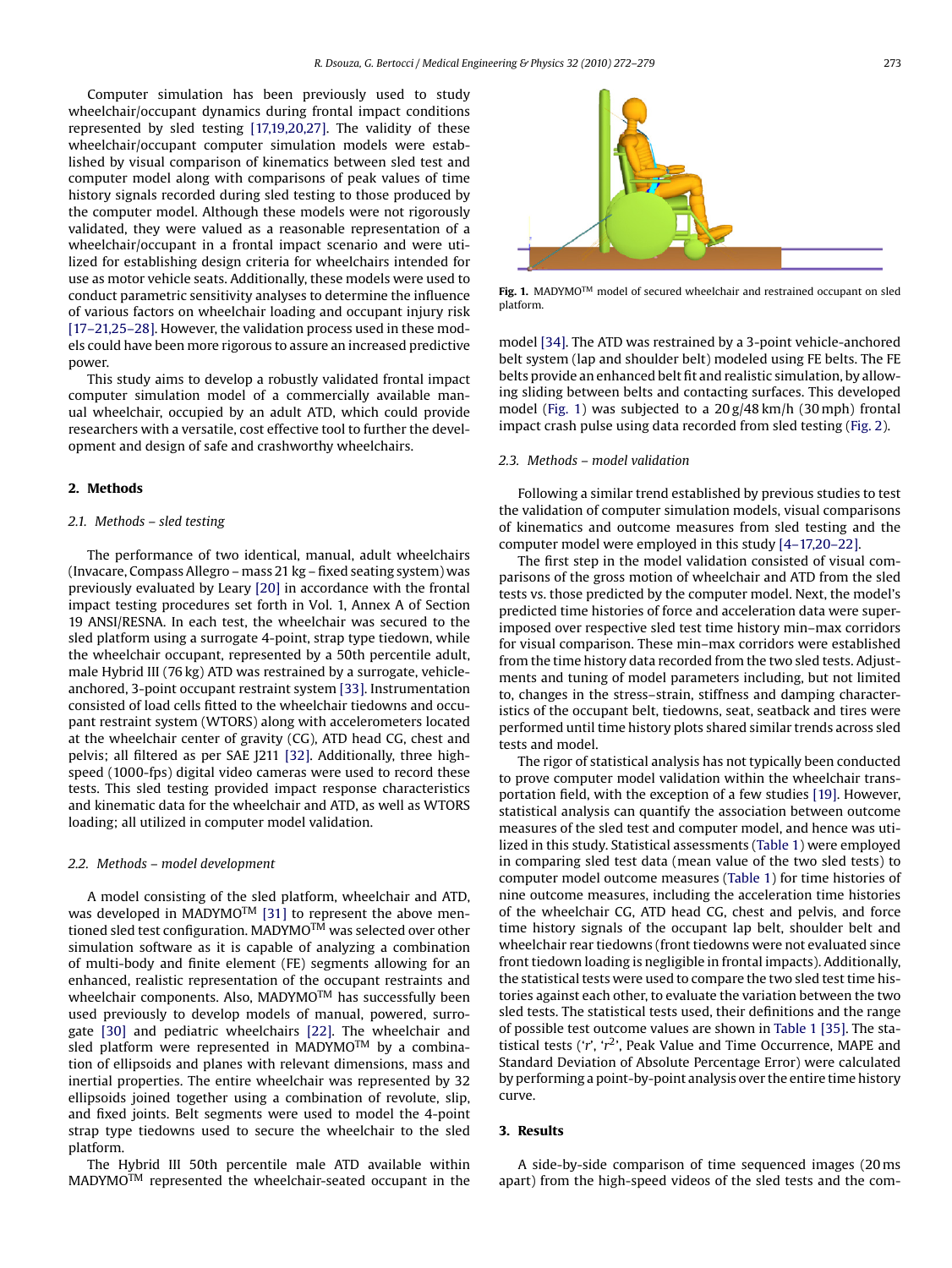Computer simulation has been previously used to study wheelchair/occupant dynamics during frontal impact conditions represented by sled testing [17,19,20,27]. The validity of these wheelchair/occupant computer simulation models was established by visual comparison of kinematics between sled test and computer model along with comparisons of peak values of time history signals recorded during sled testing to those produced by the computer model. Although these models were not rigorously validated, they were valued as a reasonable representation of a wheelchair/occupant in a frontal impact scenario and were utilized for establishing design criteria for wheelchairs intended for use as motor vehicle seats. Additionally, these models were used to conduct parametric sensitivity analyses to determine the influence of various factors on wheelchair loading and occupant injury risk [17–21,25–28]. However, the validation process used in these models could have been more rigorous to assure an increased predictive power.

This study aims to develop a robustly validated frontal impact computer simulation model of a commercially available manual wheelchair, occupied by an adult ATD, which could provide researchers with a versatile, cost effective tool to further the development and design of safe and crashworthy wheelchairs.

## 2. Methods

### 2.1. Methods – sled testing

The performance of two identical, manual, adult wheelchairs (Invacare, Compass Allegro – mass 21 kg – fixed seating system) was previously evaluated by Leary [20] in accordance with the frontal impact testing procedures set forth in Vol. 1, Annex A of Section 19 ANSI/RESNA. In each test, the wheelchair was secured to the sled platform using a surrogate 4-point, strap type tiedown, while the wheelchair occupant, represented by a 50th percentile adult, male Hybrid III (76 kg) ATD was restrained by a surrogate, vehicle-anchored, 3-point occupant restraint system [33]. Instrumentation consisted of load cells fitted to the wheelchair tiedowns and occupant restraint system (WTORS) along with accelerometers located at the wheelchair center of gravity (CG), ATD head CG, chest and pelvis; all filtered as per SAE J211 [32]. Additionally, three high-speed (1000-fps) digital video cameras were used to record these tests. This sled testing provided impact response characteristics and kinematic data for the wheelchair and ATD, as well as WTORS loading; all utilized in computer model validation.

### 2.2. Methods – model development

A model consisting of the sled platform, wheelchair and ATD, was developed in MADYMO™ [31] to represent the above mentioned sled test configuration. MADYMO™ was selected over other simulation software as it is capable of analyzing a combination of multi-body and finite element (FE) segments allowing for an enhanced, realistic representation of the occupant restraints and wheelchair components. Also, MADYMO™ has successfully been used previously to develop models of manual, powered, surrogate [30] and pediatric wheelchairs [22]. The wheelchair and sled platform were represented in MADYMO™ by a combination of ellipsoids and planes with relevant dimensions, mass and inertial properties. The entire wheelchair was represented by 32 ellipsoids joined together using a combination of revolute, slip, and fixed joints. Belt segments were used to model the 4-point strap type tiedowns used to secure the wheelchair to the sled platform.

The Hybrid III 50th percentile male ATD available within MADYMO™ represented the wheelchair-seated occupant in the model [34]. The ATD was restrained by a 3-point vehicle-anchored belt system (lap and shoulder belt) modeled using FE belts. The FE belts provide an enhanced belt fit and realistic simulation, by allowing sliding between belts and contacting surfaces. This developed model (Fig. 1) was subjected to a 20 g/48 km/h (30 mph) frontal impact crash pulse using data recorded from sled testing (Fig. 2).

**Fig. 1.** MADYMO™ model of secured wheelchair and restrained occupant on sled platform.

### 2.3. Methods – model validation

Following a similar trend established by previous studies to test the validation of computer simulation models, visual comparisons of kinematics and outcome measures from sled testing and the computer model were employed in this study [4–17,20–22].

The first step in the model validation consisted of visual comparisons of the gross motion of wheelchair and ATD from the sled tests vs. those predicted by the computer model. Next, the model's predicted time histories of force and acceleration data were superimposed over respective sled test time history min–max corridors for visual comparison. These min–max corridors were established from the time history data recorded from the two sled tests. Adjustments and tuning of model parameters including, but not limited to, changes in the stress–strain, stiffness and damping characteristics of the occupant belt, tiedowns, seat, seatback and tires were performed until time history plots shared similar trends across sled tests and model.

The rigor of statistical analysis has not typically been conducted to prove computer model validation within the wheelchair transportation field, with the exception of a few studies [19]. However, statistical analysis can quantify the association between outcome measures of the sled test and computer model, and hence was utilized in this study. Statistical assessments (Table 1) were employed in comparing sled test data (mean value of the two sled tests) to computer model outcome measures (Table 1) for time histories of nine outcome measures, including the acceleration time histories of the wheelchair CG, ATD head CG, chest and pelvis, and force time history signals of the occupant lap belt, shoulder belt and wheelchair rear tiedowns (front tiedowns were not evaluated since front tiedown loading is negligible in frontal impacts). Additionally, the statistical tests were used to compare the two sled test time histories against each other, to evaluate the variation between the two sled tests. The statistical tests used, their definitions and the range of possible test outcome values are shown in Table 1 [35]. The statistical tests ('$r$', '$r^2$', Peak Value and Time Occurrence, MAPE and Standard Deviation of Absolute Percentage Error) were calculated by performing a point-by-point analysis over the entire time history curve.

## 3. Results

A side-by-side comparison of time sequenced images (20 ms apart) from the high-speed videos of the sled tests and the com-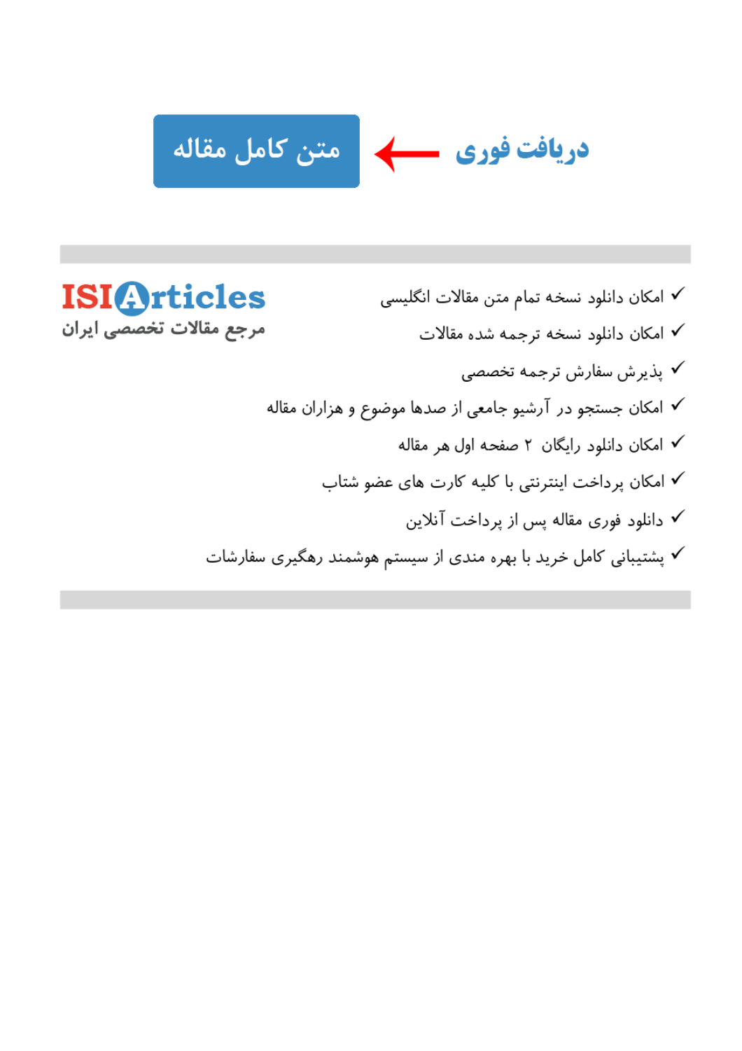دریافت فوری ← متن کامل مقاله

**ISIArticles**
مرجع مقالات تخصصی ایران

- ✓ امکان دانلود نسخه تمام متن مقالات انگلیسی
- ✓ امکان دانلود نسخه ترجمه شده مقالات
- ✓ پذیرش سفارش ترجمه تخصصی
- ✓ امکان جستجو در آرشیو جامعی از صدها موضوع و هزاران مقاله
- ✓ امکان دانلود رایگان ۲ صفحه اول هر مقاله
- ✓ امکان پرداخت اینترنتی با کلیه کارت های عضو شتاب
- ✓ دانلود فوری مقاله پس از پرداخت آنلاین
- ✓ پشتیبانی کامل خرید با بهره مندی از سیستم هوشمند رهگیری سفارشات